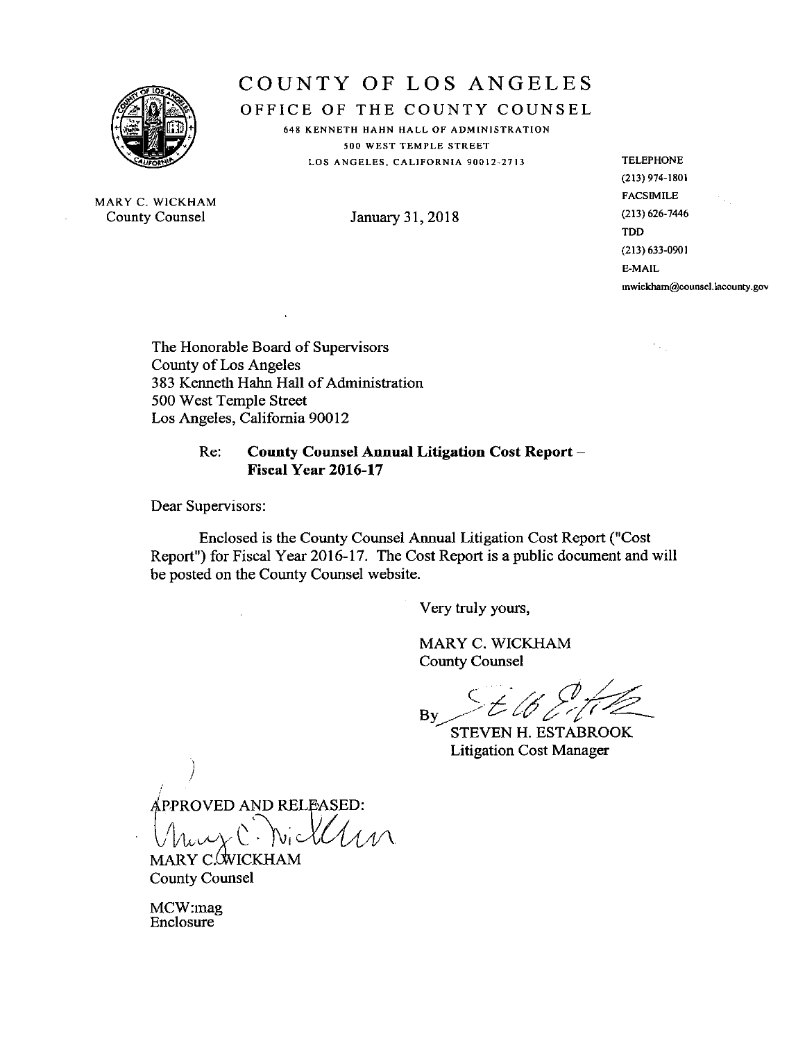# COUNTY OF LOS ANGELES

## OFFICE OF THE COUNTY COUNSEL

648 KENNETH HAHN HALL OF ADMINISTRATION
500 WEST TEMPLE STREET
LOS ANGELES, CALIFORNIA 90012-2713

MARY C. WICKHAM
County Counsel

January 31, 2018

TELEPHONE
(213) 974-1801
FACSIMILE
(213) 626-7446
TDD
(213) 633-0901
E-MAIL
mwickham@counsel.lacounty.gov

The Honorable Board of Supervisors
County of Los Angeles
383 Kenneth Hahn Hall of Administration
500 West Temple Street
Los Angeles, California 90012

Re: **County Counsel Annual Litigation Cost Report – Fiscal Year 2016-17**

Dear Supervisors:

Enclosed is the County Counsel Annual Litigation Cost Report ("Cost Report") for Fiscal Year 2016-17. The Cost Report is a public document and will be posted on the County Counsel website.

Very truly yours,

MARY C. WICKHAM
County Counsel

By

STEVEN H. ESTABROOK
Litigation Cost Manager

APPROVED AND RELEASED:

MARY C. WICKHAM
County Counsel

MCW:mag
Enclosure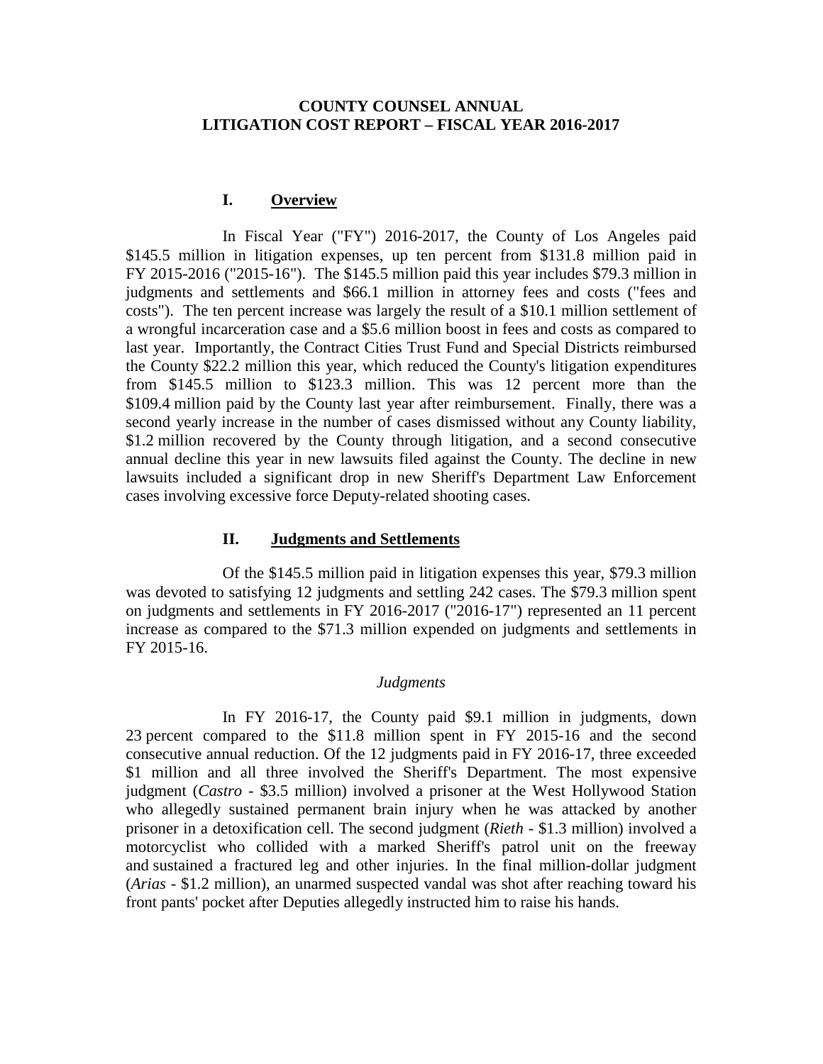# COUNTY COUNSEL ANNUAL LITIGATION COST REPORT – FISCAL YEAR 2016-2017

## I. Overview

In Fiscal Year ("FY") 2016-2017, the County of Los Angeles paid $145.5 million in litigation expenses, up ten percent from $131.8 million paid in FY 2015-2016 ("2015-16"). The $145.5 million paid this year includes $79.3 million in judgments and settlements and $66.1 million in attorney fees and costs ("fees and costs"). The ten percent increase was largely the result of a $10.1 million settlement of a wrongful incarceration case and a $5.6 million boost in fees and costs as compared to last year. Importantly, the Contract Cities Trust Fund and Special Districts reimbursed the County $22.2 million this year, which reduced the County's litigation expenditures from $145.5 million to $123.3 million. This was 12 percent more than the $109.4 million paid by the County last year after reimbursement. Finally, there was a second yearly increase in the number of cases dismissed without any County liability, $1.2 million recovered by the County through litigation, and a second consecutive annual decline this year in new lawsuits filed against the County. The decline in new lawsuits included a significant drop in new Sheriff's Department Law Enforcement cases involving excessive force Deputy-related shooting cases.

## II. Judgments and Settlements

Of the $145.5 million paid in litigation expenses this year, $79.3 million was devoted to satisfying 12 judgments and settling 242 cases. The $79.3 million spent on judgments and settlements in FY 2016-2017 ("2016-17") represented an 11 percent increase as compared to the $71.3 million expended on judgments and settlements in FY 2015-16.

*Judgments*

In FY 2016-17, the County paid $9.1 million in judgments, down 23 percent compared to the $11.8 million spent in FY 2015-16 and the second consecutive annual reduction. Of the 12 judgments paid in FY 2016-17, three exceeded $1 million and all three involved the Sheriff's Department. The most expensive judgment (*Castro* - $3.5 million) involved a prisoner at the West Hollywood Station who allegedly sustained permanent brain injury when he was attacked by another prisoner in a detoxification cell. The second judgment (*Rieth* - $1.3 million) involved a motorcyclist who collided with a marked Sheriff's patrol unit on the freeway and sustained a fractured leg and other injuries. In the final million-dollar judgment (*Arias* - $1.2 million), an unarmed suspected vandal was shot after reaching toward his front pants' pocket after Deputies allegedly instructed him to raise his hands.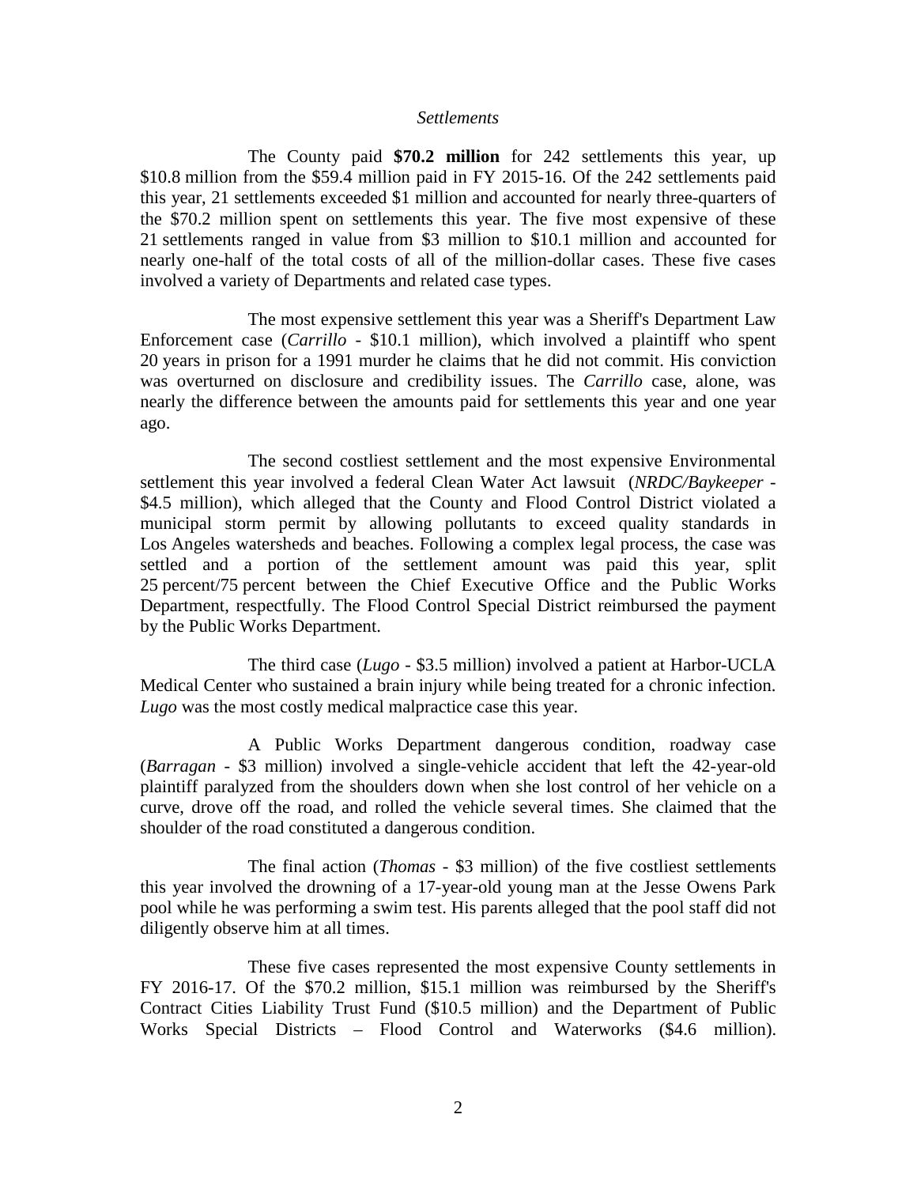*Settlements*

The County paid **$70.2 million** for 242 settlements this year, up $10.8 million from the $59.4 million paid in FY 2015-16. Of the 242 settlements paid this year, 21 settlements exceeded $1 million and accounted for nearly three-quarters of the $70.2 million spent on settlements this year. The five most expensive of these 21 settlements ranged in value from $3 million to $10.1 million and accounted for nearly one-half of the total costs of all of the million-dollar cases. These five cases involved a variety of Departments and related case types.

The most expensive settlement this year was a Sheriff's Department Law Enforcement case (*Carrillo* - $10.1 million), which involved a plaintiff who spent 20 years in prison for a 1991 murder he claims that he did not commit. His conviction was overturned on disclosure and credibility issues. The *Carrillo* case, alone, was nearly the difference between the amounts paid for settlements this year and one year ago.

The second costliest settlement and the most expensive Environmental settlement this year involved a federal Clean Water Act lawsuit (*NRDC/Baykeeper* - $4.5 million), which alleged that the County and Flood Control District violated a municipal storm permit by allowing pollutants to exceed quality standards in Los Angeles watersheds and beaches. Following a complex legal process, the case was settled and a portion of the settlement amount was paid this year, split 25 percent/75 percent between the Chief Executive Office and the Public Works Department, respectfully. The Flood Control Special District reimbursed the payment by the Public Works Department.

The third case (*Lugo* - $3.5 million) involved a patient at Harbor-UCLA Medical Center who sustained a brain injury while being treated for a chronic infection. *Lugo* was the most costly medical malpractice case this year.

A Public Works Department dangerous condition, roadway case (*Barragan* - $3 million) involved a single-vehicle accident that left the 42-year-old plaintiff paralyzed from the shoulders down when she lost control of her vehicle on a curve, drove off the road, and rolled the vehicle several times. She claimed that the shoulder of the road constituted a dangerous condition.

The final action (*Thomas* - $3 million) of the five costliest settlements this year involved the drowning of a 17-year-old young man at the Jesse Owens Park pool while he was performing a swim test. His parents alleged that the pool staff did not diligently observe him at all times.

These five cases represented the most expensive County settlements in FY 2016-17. Of the $70.2 million, $15.1 million was reimbursed by the Sheriff's Contract Cities Liability Trust Fund ($10.5 million) and the Department of Public Works Special Districts – Flood Control and Waterworks ($4.6 million).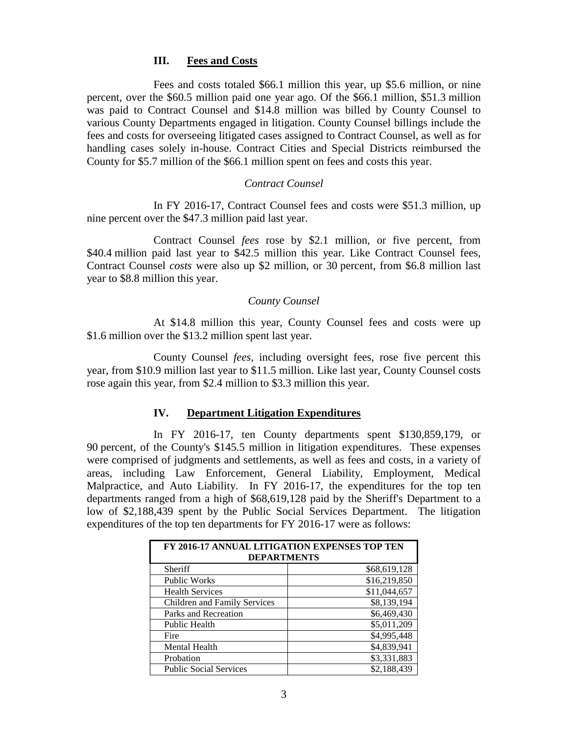## III. Fees and Costs

Fees and costs totaled $66.1 million this year, up $5.6 million, or nine percent, over the $60.5 million paid one year ago. Of the $66.1 million, $51.3 million was paid to Contract Counsel and $14.8 million was billed by County Counsel to various County Departments engaged in litigation. County Counsel billings include the fees and costs for overseeing litigated cases assigned to Contract Counsel, as well as for handling cases solely in-house. Contract Cities and Special Districts reimbursed the County for $5.7 million of the $66.1 million spent on fees and costs this year.

*Contract Counsel*

In FY 2016-17, Contract Counsel fees and costs were $51.3 million, up nine percent over the $47.3 million paid last year.

Contract Counsel *fees* rose by $2.1 million, or five percent, from $40.4 million paid last year to $42.5 million this year. Like Contract Counsel fees, Contract Counsel *costs* were also up $2 million, or 30 percent, from $6.8 million last year to $8.8 million this year.

*County Counsel*

At $14.8 million this year, County Counsel fees and costs were up $1.6 million over the $13.2 million spent last year.

County Counsel *fees*, including oversight fees, rose five percent this year, from $10.9 million last year to $11.5 million. Like last year, County Counsel costs rose again this year, from $2.4 million to $3.3 million this year.

## IV. Department Litigation Expenditures

In FY 2016-17, ten County departments spent $130,859,179, or 90 percent, of the County's $145.5 million in litigation expenditures. These expenses were comprised of judgments and settlements, as well as fees and costs, in a variety of areas, including Law Enforcement, General Liability, Employment, Medical Malpractice, and Auto Liability. In FY 2016-17, the expenditures for the top ten departments ranged from a high of $68,619,128 paid by the Sheriff's Department to a low of $2,188,439 spent by the Public Social Services Department. The litigation expenditures of the top ten departments for FY 2016-17 were as follows:

| FY 2016-17 ANNUAL LITIGATION EXPENSES TOP TEN DEPARTMENTS | |
|---|---|
| Sheriff | $68,619,128 |
| Public Works | $16,219,850 |
| Health Services | $11,044,657 |
| Children and Family Services | $8,139,194 |
| Parks and Recreation | $6,469,430 |
| Public Health | $5,011,209 |
| Fire | $4,995,448 |
| Mental Health | $4,839,941 |
| Probation | $3,331,883 |
| Public Social Services | $2,188,439 |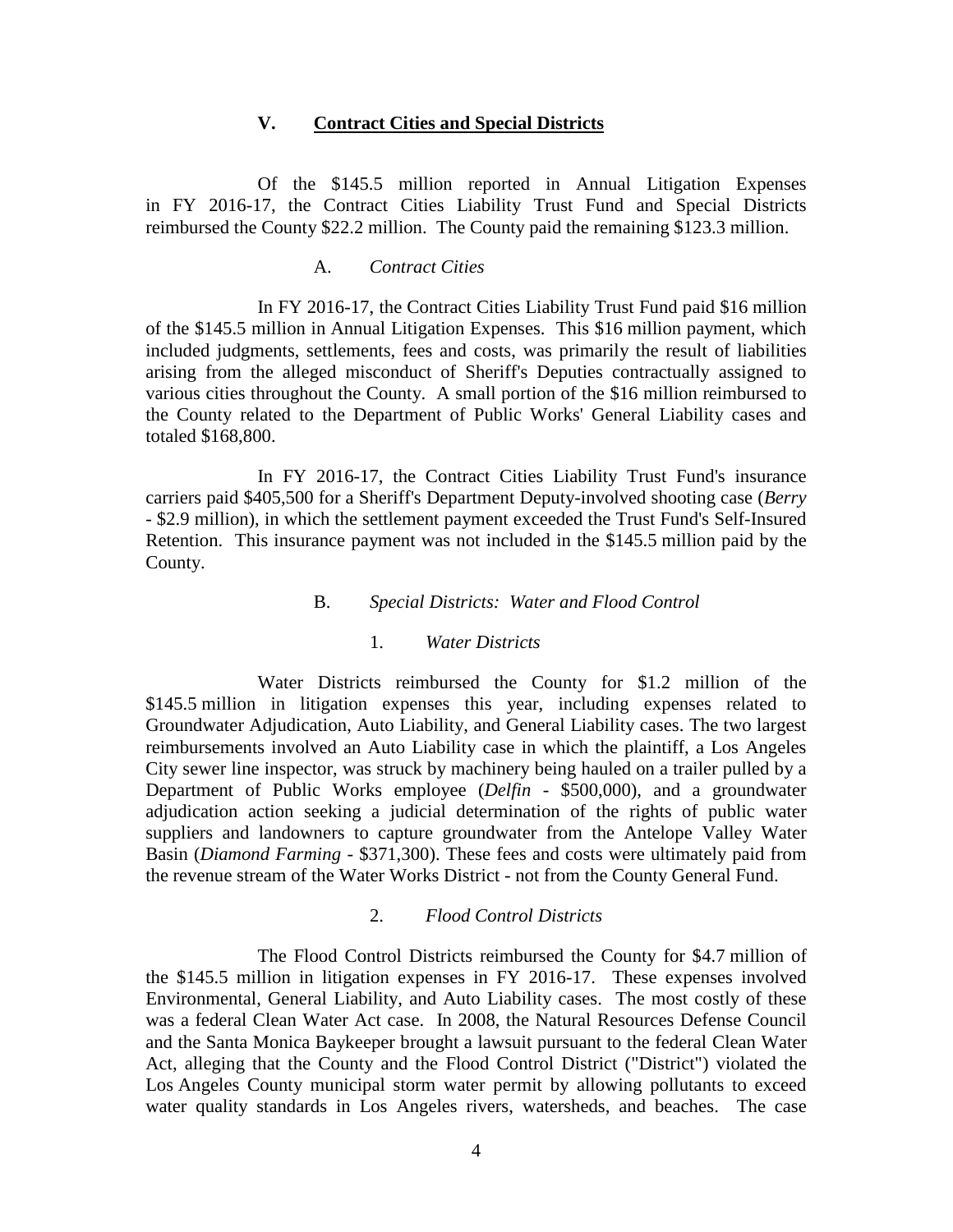## V. Contract Cities and Special Districts

Of the $145.5 million reported in Annual Litigation Expenses in FY 2016-17, the Contract Cities Liability Trust Fund and Special Districts reimbursed the County $22.2 million. The County paid the remaining $123.3 million.

### A. *Contract Cities*

In FY 2016-17, the Contract Cities Liability Trust Fund paid $16 million of the $145.5 million in Annual Litigation Expenses. This $16 million payment, which included judgments, settlements, fees and costs, was primarily the result of liabilities arising from the alleged misconduct of Sheriff's Deputies contractually assigned to various cities throughout the County. A small portion of the $16 million reimbursed to the County related to the Department of Public Works' General Liability cases and totaled $168,800.

In FY 2016-17, the Contract Cities Liability Trust Fund's insurance carriers paid $405,500 for a Sheriff's Department Deputy-involved shooting case (*Berry* - $2.9 million), in which the settlement payment exceeded the Trust Fund's Self-Insured Retention. This insurance payment was not included in the $145.5 million paid by the County.

### B. *Special Districts: Water and Flood Control*

#### 1. *Water Districts*

Water Districts reimbursed the County for $1.2 million of the $145.5 million in litigation expenses this year, including expenses related to Groundwater Adjudication, Auto Liability, and General Liability cases. The two largest reimbursements involved an Auto Liability case in which the plaintiff, a Los Angeles City sewer line inspector, was struck by machinery being hauled on a trailer pulled by a Department of Public Works employee (*Delfin* - $500,000), and a groundwater adjudication action seeking a judicial determination of the rights of public water suppliers and landowners to capture groundwater from the Antelope Valley Water Basin (*Diamond Farming* - $371,300). These fees and costs were ultimately paid from the revenue stream of the Water Works District - not from the County General Fund.

#### 2. *Flood Control Districts*

The Flood Control Districts reimbursed the County for $4.7 million of the $145.5 million in litigation expenses in FY 2016-17. These expenses involved Environmental, General Liability, and Auto Liability cases. The most costly of these was a federal Clean Water Act case. In 2008, the Natural Resources Defense Council and the Santa Monica Baykeeper brought a lawsuit pursuant to the federal Clean Water Act, alleging that the County and the Flood Control District ("District") violated the Los Angeles County municipal storm water permit by allowing pollutants to exceed water quality standards in Los Angeles rivers, watersheds, and beaches. The case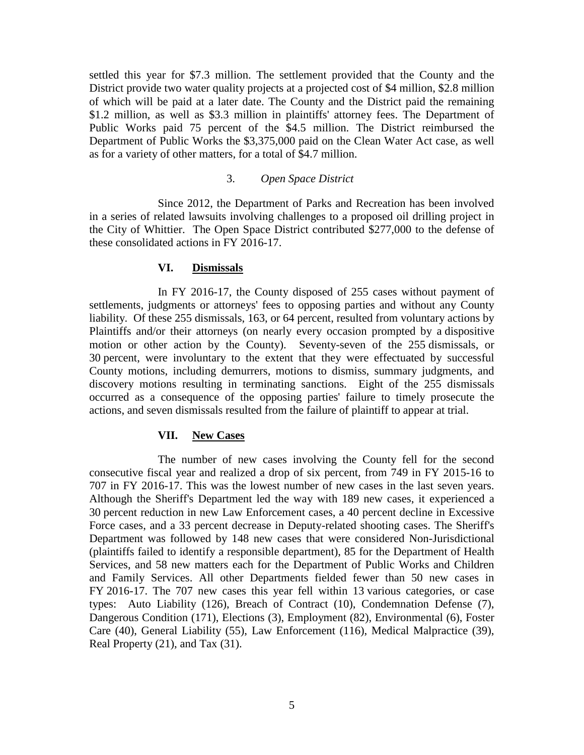settled this year for $7.3 million. The settlement provided that the County and the District provide two water quality projects at a projected cost of $4 million, $2.8 million of which will be paid at a later date. The County and the District paid the remaining $1.2 million, as well as $3.3 million in plaintiffs' attorney fees. The Department of Public Works paid 75 percent of the $4.5 million. The District reimbursed the Department of Public Works the $3,375,000 paid on the Clean Water Act case, as well as for a variety of other matters, for a total of $4.7 million.

### 3. *Open Space District*

Since 2012, the Department of Parks and Recreation has been involved in a series of related lawsuits involving challenges to a proposed oil drilling project in the City of Whittier. The Open Space District contributed $277,000 to the defense of these consolidated actions in FY 2016-17.

## VI. Dismissals

In FY 2016-17, the County disposed of 255 cases without payment of settlements, judgments or attorneys' fees to opposing parties and without any County liability. Of these 255 dismissals, 163, or 64 percent, resulted from voluntary actions by Plaintiffs and/or their attorneys (on nearly every occasion prompted by a dispositive motion or other action by the County). Seventy-seven of the 255 dismissals, or 30 percent, were involuntary to the extent that they were effectuated by successful County motions, including demurrers, motions to dismiss, summary judgments, and discovery motions resulting in terminating sanctions. Eight of the 255 dismissals occurred as a consequence of the opposing parties' failure to timely prosecute the actions, and seven dismissals resulted from the failure of plaintiff to appear at trial.

## VII. New Cases

The number of new cases involving the County fell for the second consecutive fiscal year and realized a drop of six percent, from 749 in FY 2015-16 to 707 in FY 2016-17. This was the lowest number of new cases in the last seven years. Although the Sheriff's Department led the way with 189 new cases, it experienced a 30 percent reduction in new Law Enforcement cases, a 40 percent decline in Excessive Force cases, and a 33 percent decrease in Deputy-related shooting cases. The Sheriff's Department was followed by 148 new cases that were considered Non-Jurisdictional (plaintiffs failed to identify a responsible department), 85 for the Department of Health Services, and 58 new matters each for the Department of Public Works and Children and Family Services. All other Departments fielded fewer than 50 new cases in FY 2016-17. The 707 new cases this year fell within 13 various categories, or case types: Auto Liability (126), Breach of Contract (10), Condemnation Defense (7), Dangerous Condition (171), Elections (3), Employment (82), Environmental (6), Foster Care (40), General Liability (55), Law Enforcement (116), Medical Malpractice (39), Real Property (21), and Tax (31).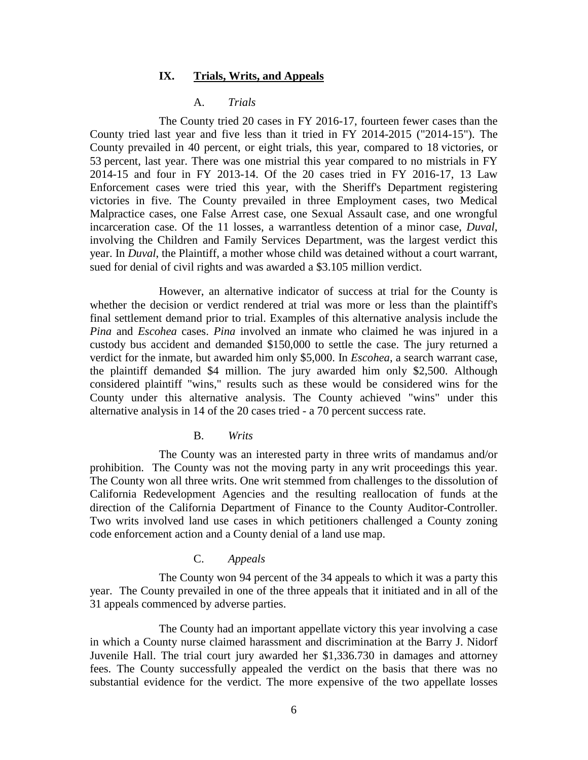## IX. Trials, Writs, and Appeals

### A. *Trials*

The County tried 20 cases in FY 2016-17, fourteen fewer cases than the County tried last year and five less than it tried in FY 2014-2015 ("2014-15"). The County prevailed in 40 percent, or eight trials, this year, compared to 18 victories, or 53 percent, last year. There was one mistrial this year compared to no mistrials in FY 2014-15 and four in FY 2013-14. Of the 20 cases tried in FY 2016-17, 13 Law Enforcement cases were tried this year, with the Sheriff's Department registering victories in five. The County prevailed in three Employment cases, two Medical Malpractice cases, one False Arrest case, one Sexual Assault case, and one wrongful incarceration case. Of the 11 losses, a warrantless detention of a minor case, *Duval*, involving the Children and Family Services Department, was the largest verdict this year. In *Duval*, the Plaintiff, a mother whose child was detained without a court warrant, sued for denial of civil rights and was awarded a $3.105 million verdict.

However, an alternative indicator of success at trial for the County is whether the decision or verdict rendered at trial was more or less than the plaintiff's final settlement demand prior to trial. Examples of this alternative analysis include the *Pina* and *Escohea* cases. *Pina* involved an inmate who claimed he was injured in a custody bus accident and demanded $150,000 to settle the case. The jury returned a verdict for the inmate, but awarded him only $5,000. In *Escohea*, a search warrant case, the plaintiff demanded $4 million. The jury awarded him only $2,500. Although considered plaintiff "wins," results such as these would be considered wins for the County under this alternative analysis. The County achieved "wins" under this alternative analysis in 14 of the 20 cases tried - a 70 percent success rate.

### B. *Writs*

The County was an interested party in three writs of mandamus and/or prohibition. The County was not the moving party in any writ proceedings this year. The County won all three writs. One writ stemmed from challenges to the dissolution of California Redevelopment Agencies and the resulting reallocation of funds at the direction of the California Department of Finance to the County Auditor-Controller. Two writs involved land use cases in which petitioners challenged a County zoning code enforcement action and a County denial of a land use map.

### C. *Appeals*

The County won 94 percent of the 34 appeals to which it was a party this year. The County prevailed in one of the three appeals that it initiated and in all of the 31 appeals commenced by adverse parties.

The County had an important appellate victory this year involving a case in which a County nurse claimed harassment and discrimination at the Barry J. Nidorf Juvenile Hall. The trial court jury awarded her $1,336.730 in damages and attorney fees. The County successfully appealed the verdict on the basis that there was no substantial evidence for the verdict. The more expensive of the two appellate losses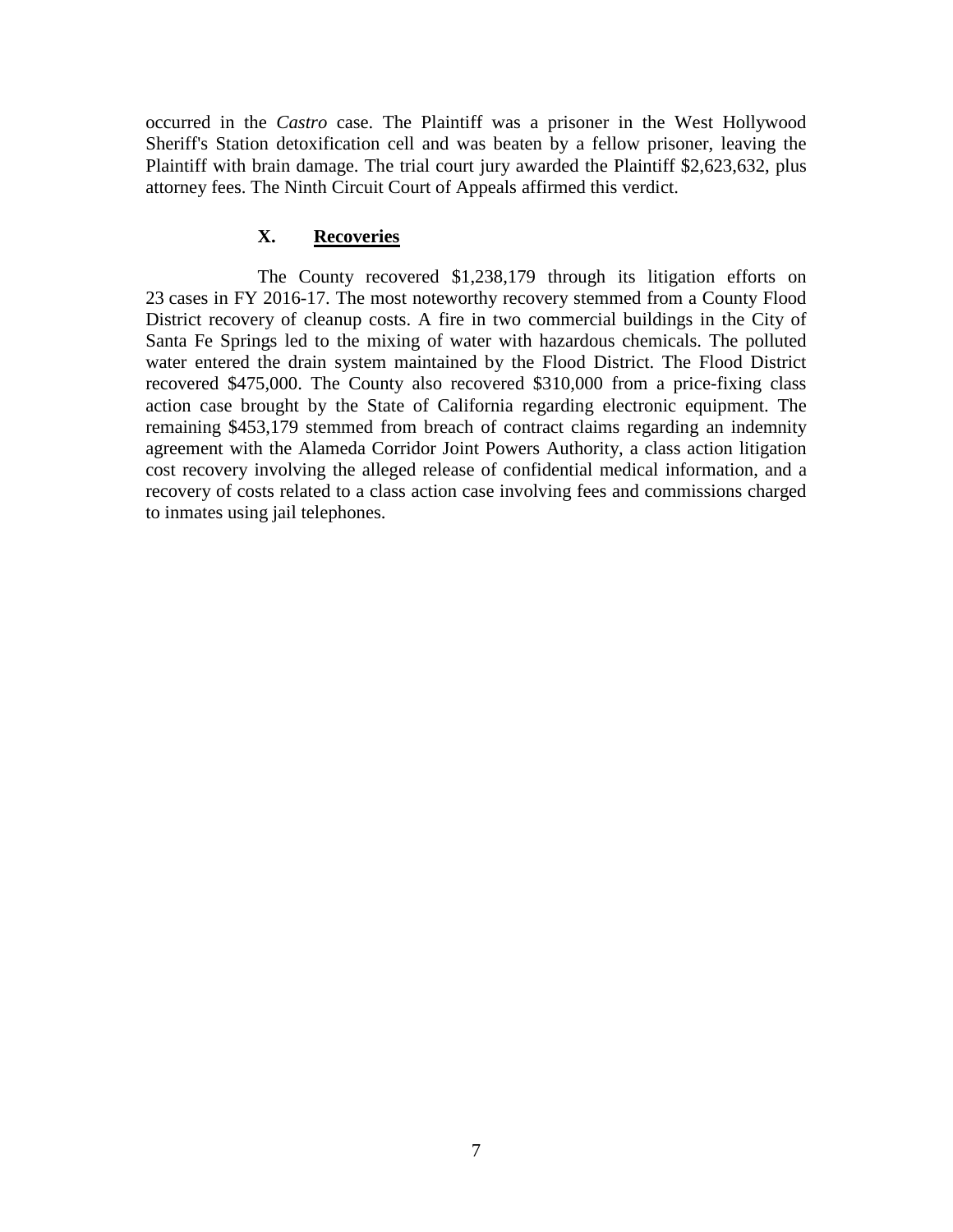occurred in the *Castro* case. The Plaintiff was a prisoner in the West Hollywood Sheriff's Station detoxification cell and was beaten by a fellow prisoner, leaving the Plaintiff with brain damage. The trial court jury awarded the Plaintiff $2,623,632, plus attorney fees. The Ninth Circuit Court of Appeals affirmed this verdict.

## X. Recoveries

The County recovered $1,238,179 through its litigation efforts on 23 cases in FY 2016-17. The most noteworthy recovery stemmed from a County Flood District recovery of cleanup costs. A fire in two commercial buildings in the City of Santa Fe Springs led to the mixing of water with hazardous chemicals. The polluted water entered the drain system maintained by the Flood District. The Flood District recovered $475,000. The County also recovered $310,000 from a price-fixing class action case brought by the State of California regarding electronic equipment. The remaining $453,179 stemmed from breach of contract claims regarding an indemnity agreement with the Alameda Corridor Joint Powers Authority, a class action litigation cost recovery involving the alleged release of confidential medical information, and a recovery of costs related to a class action case involving fees and commissions charged to inmates using jail telephones.